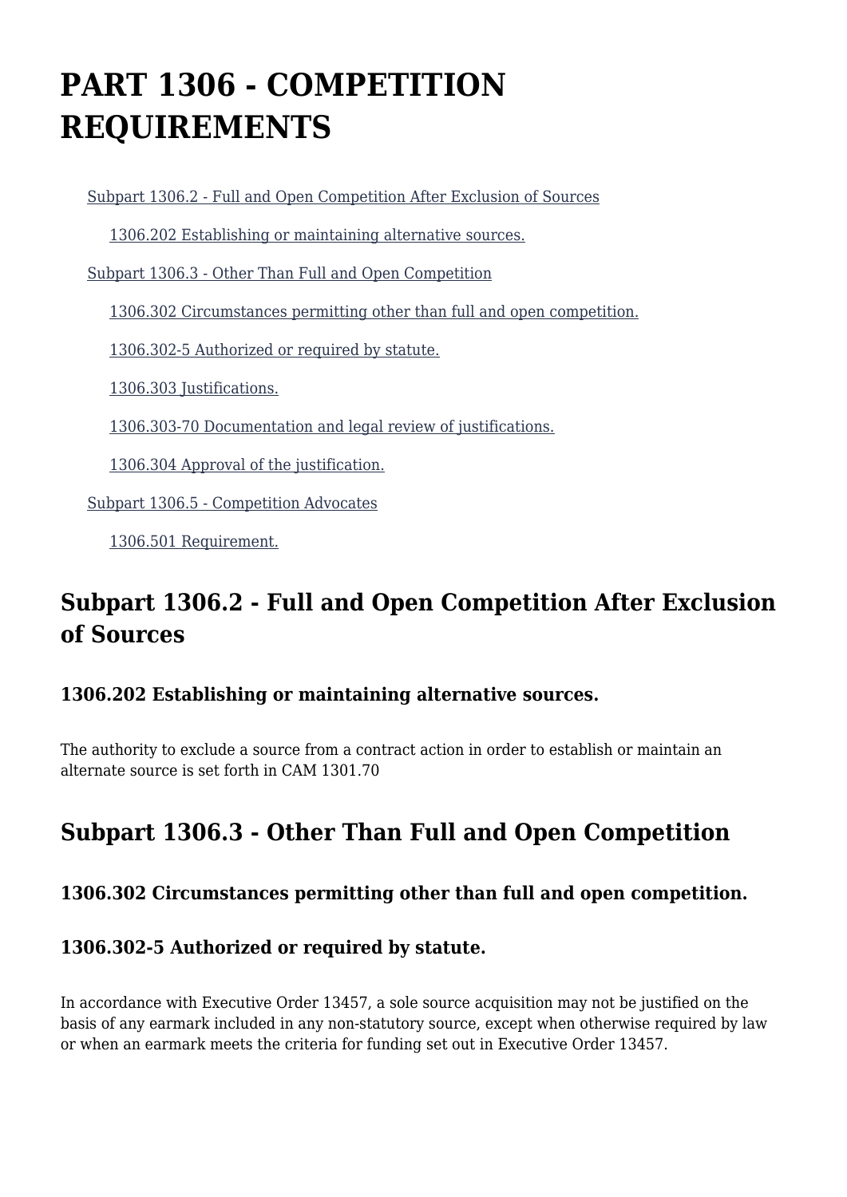# PART 1306 - COMPETITION REQUIREMENTS

- Subpart 1306.2 - Full and Open Competition After Exclusion of Sources
  - 1306.202 Establishing or maintaining alternative sources.
- Subpart 1306.3 - Other Than Full and Open Competition
  - 1306.302 Circumstances permitting other than full and open competition.
  - 1306.302-5 Authorized or required by statute.
  - 1306.303 Justifications.
  - 1306.303-70 Documentation and legal review of justifications.
  - 1306.304 Approval of the justification.
- Subpart 1306.5 - Competition Advocates
  - 1306.501 Requirement.

## Subpart 1306.2 - Full and Open Competition After Exclusion of Sources

### 1306.202 Establishing or maintaining alternative sources.

The authority to exclude a source from a contract action in order to establish or maintain an alternate source is set forth in CAM 1301.70

## Subpart 1306.3 - Other Than Full and Open Competition

### 1306.302 Circumstances permitting other than full and open competition.

### 1306.302-5 Authorized or required by statute.

In accordance with Executive Order 13457, a sole source acquisition may not be justified on the basis of any earmark included in any non-statutory source, except when otherwise required by law or when an earmark meets the criteria for funding set out in Executive Order 13457.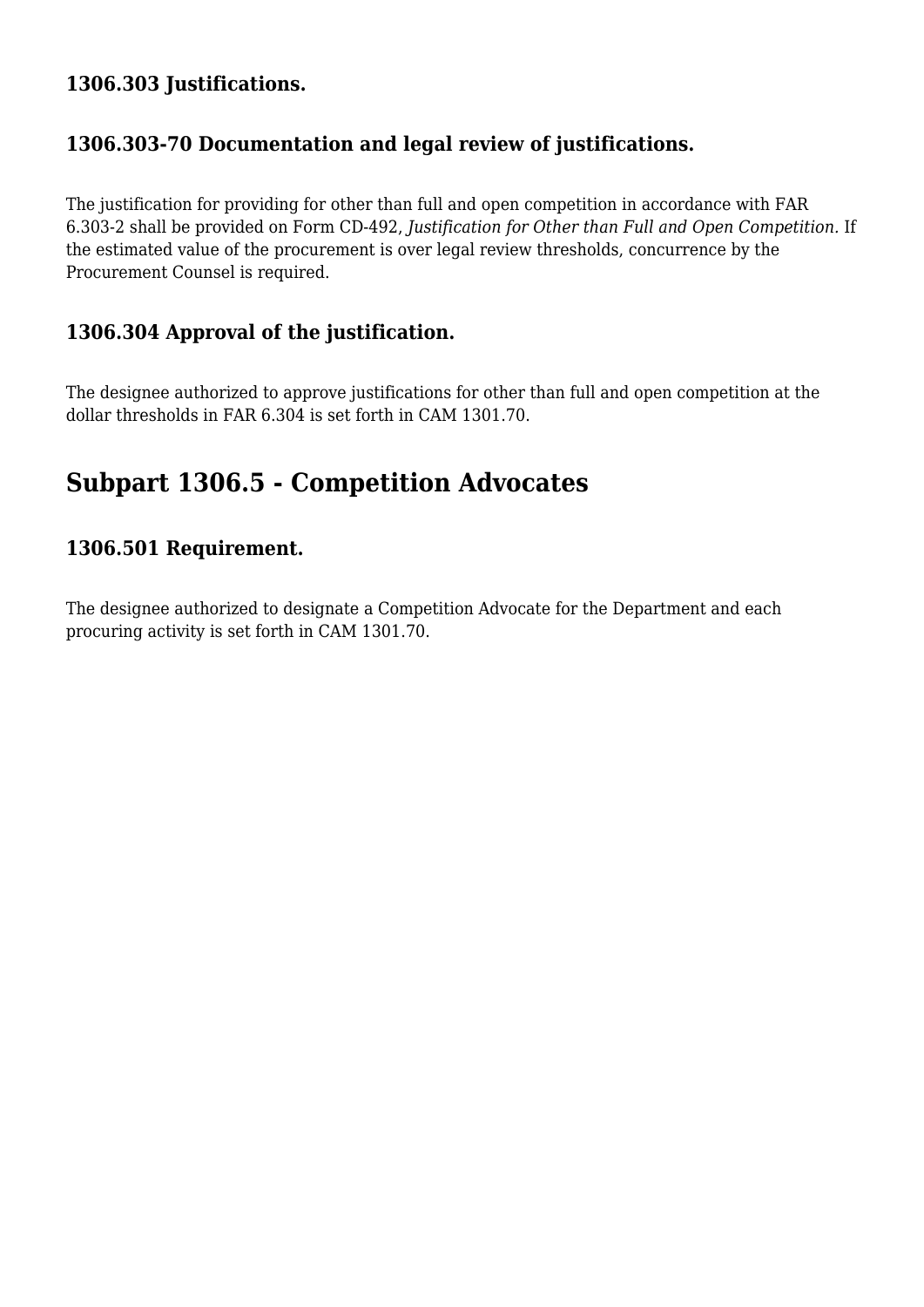### 1306.303 Justifications.

### 1306.303-70 Documentation and legal review of justifications.

The justification for providing for other than full and open competition in accordance with FAR 6.303-2 shall be provided on Form CD-492, *Justification for Other than Full and Open Competition.* If the estimated value of the procurement is over legal review thresholds, concurrence by the Procurement Counsel is required.

### 1306.304 Approval of the justification.

The designee authorized to approve justifications for other than full and open competition at the dollar thresholds in FAR 6.304 is set forth in CAM 1301.70.

## Subpart 1306.5 - Competition Advocates

### 1306.501 Requirement.

The designee authorized to designate a Competition Advocate for the Department and each procuring activity is set forth in CAM 1301.70.